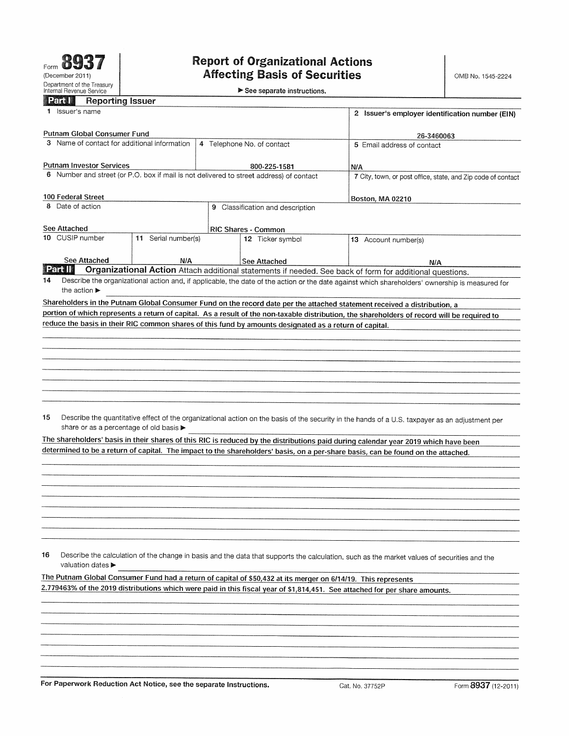Form **8937**
(December 2011)
Department of the Treasury
Internal Revenue Service

# Report of Organizational Actions Affecting Basis of Securities

▶ See separate instructions.

OMB No. 1545-2224

## Part I Reporting Issuer

| 1 Issuer's name | | | 2 Issuer's employer identification number (EIN) |
|---|---|---|---|
| Putnam Global Consumer Fund | | | 26-3460063 |
| **3** Name of contact for additional information | **4** Telephone No. of contact | | **5** Email address of contact |
| Putnam Investor Services | 800-225-1581 | | N/A |
| **6** Number and street (or P.O. box if mail is not delivered to street address) of contact | | | **7** City, town, or post office, state, and Zip code of contact |
| 100 Federal Street | | | Boston, MA 02210 |
| **8** Date of action | **9** Classification and description | | |
| See Attached | RIC Shares - Common | | |
| **10** CUSIP number | **11** Serial number(s) | **12** Ticker symbol | **13** Account number(s) |
| See Attached | N/A | See Attached | N/A |

## Part II Organizational Action

Attach additional statements if needed. See back of form for additional questions.

**14** Describe the organizational action and, if applicable, the date of the action or the date against which shareholders' ownership is measured for the action ▶

Shareholders in the Putnam Global Consumer Fund on the record date per the attached statement received a distribution, a portion of which represents a return of capital. As a result of the non-taxable distribution, the shareholders of record will be required to reduce the basis in their RIC common shares of this fund by amounts designated as a return of capital.

**15** Describe the quantitative effect of the organizational action on the basis of the security in the hands of a U.S. taxpayer as an adjustment per share or as a percentage of old basis ▶

The shareholders' basis in their shares of this RIC is reduced by the distributions paid during calendar year 2019 which have been determined to be a return of capital. The impact to the shareholders' basis, on a per-share basis, can be found on the attached.

**16** Describe the calculation of the change in basis and the data that supports the calculation, such as the market values of securities and the valuation dates ▶

The Putnam Global Consumer Fund had a return of capital of $50,432 at its merger on 6/14/19. This represents 2.779463% of the 2019 distributions which were paid in this fiscal year of $1,814,451. See attached for per share amounts.

**For Paperwork Reduction Act Notice, see the separate Instructions.** Cat. No. 37752P Form **8937** (12-2011)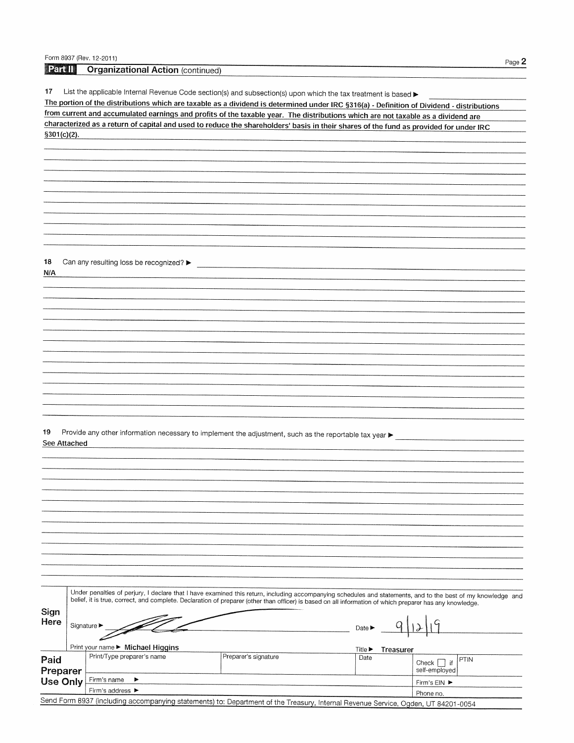Form 8937 (Rev. 12-2011)

## Part II Organizational Action (continued)

**17** List the applicable Internal Revenue Code section(s) and subsection(s) upon which the tax treatment is based ▶

The portion of the distributions which are taxable as a dividend is determined under IRC §316(a) - Definition of Dividend - distributions from current and accumulated earnings and profits of the taxable year. The distributions which are not taxable as a dividend are characterized as a return of capital and used to reduce the shareholders' basis in their shares of the fund as provided for under IRC §301(c)(2).

**18** Can any resulting loss be recognized? ▶

N/A

**19** Provide any other information necessary to implement the adjustment, such as the reportable tax year ▶

See Attached

**Sign Here**

Under penalties of perjury, I declare that I have examined this return, including accompanying schedules and statements, and to the best of my knowledge and belief, it is true, correct, and complete. Declaration of preparer (other than officer) is based on all information of which preparer has any knowledge.

Signature ▶ [signature] Date ▶ 9/12/19

Print your name ▶ **Michael Higgins** Title ▶ **Treasurer**

**Paid Preparer Use Only**

| Print/Type preparer's name | Preparer's signature | Date | Check ☐ if self-employed | PTIN |
|---|---|---|---|---|
| | | | | |
| Firm's name ▶ | | | Firm's EIN ▶ | |
| Firm's address ▶ | | | Phone no. | |

Send Form 8937 (including accompanying statements) to: Department of the Treasury, Internal Revenue Service, Ogden, UT 84201-0054